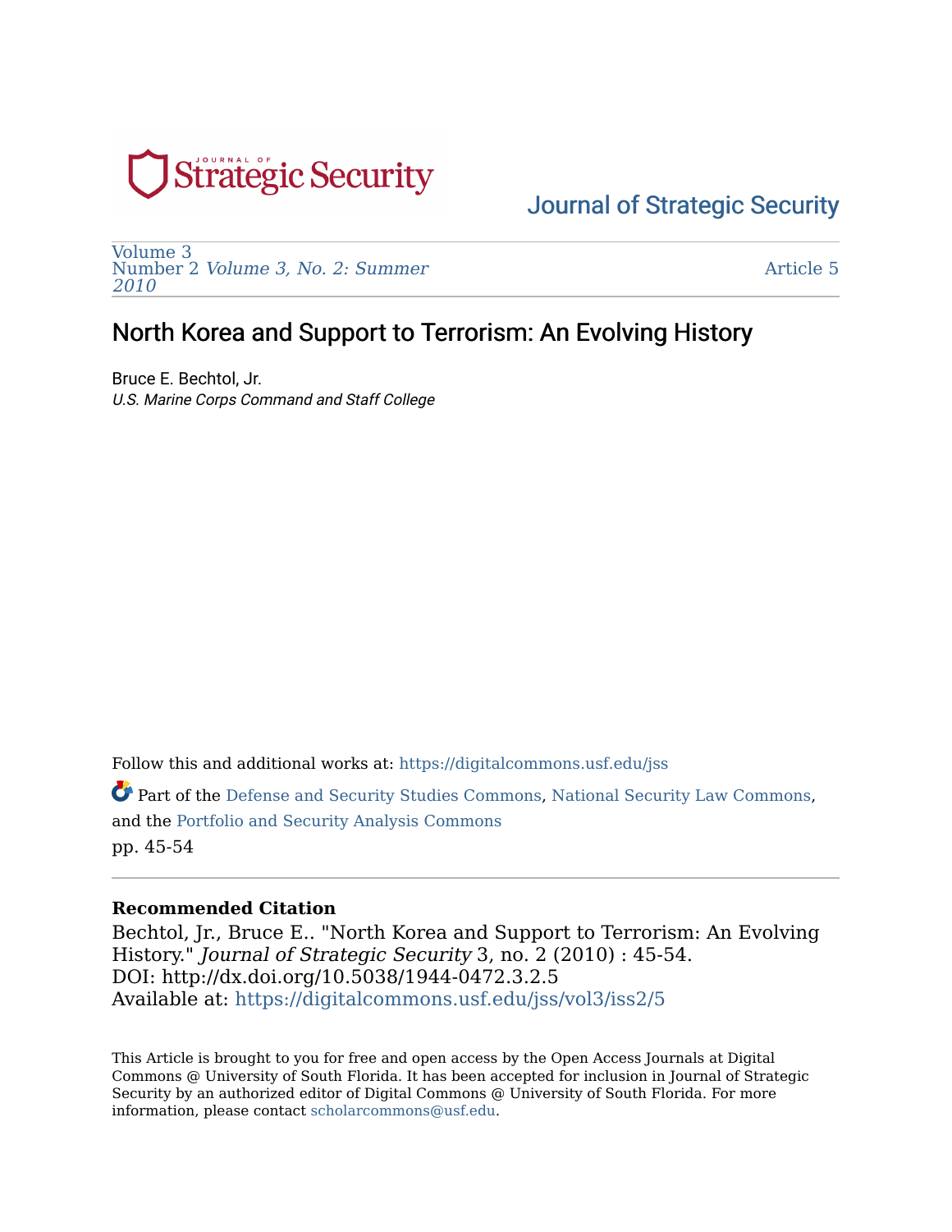Journal of Strategic Security

Volume 3
Number 2 *Volume 3, No. 2: Summer 2010*

Article 5

# North Korea and Support to Terrorism: An Evolving History

Bruce E. Bechtol, Jr.
*U.S. Marine Corps Command and Staff College*

Follow this and additional works at: https://digitalcommons.usf.edu/jss

Part of the Defense and Security Studies Commons, National Security Law Commons, and the Portfolio and Security Analysis Commons

pp. 45-54

**Recommended Citation**

Bechtol, Jr., Bruce E.. "North Korea and Support to Terrorism: An Evolving History." *Journal of Strategic Security* 3, no. 2 (2010) : 45-54.
DOI: http://dx.doi.org/10.5038/1944-0472.3.2.5
Available at: https://digitalcommons.usf.edu/jss/vol3/iss2/5

This Article is brought to you for free and open access by the Open Access Journals at Digital Commons @ University of South Florida. It has been accepted for inclusion in Journal of Strategic Security by an authorized editor of Digital Commons @ University of South Florida. For more information, please contact scholarcommons@usf.edu.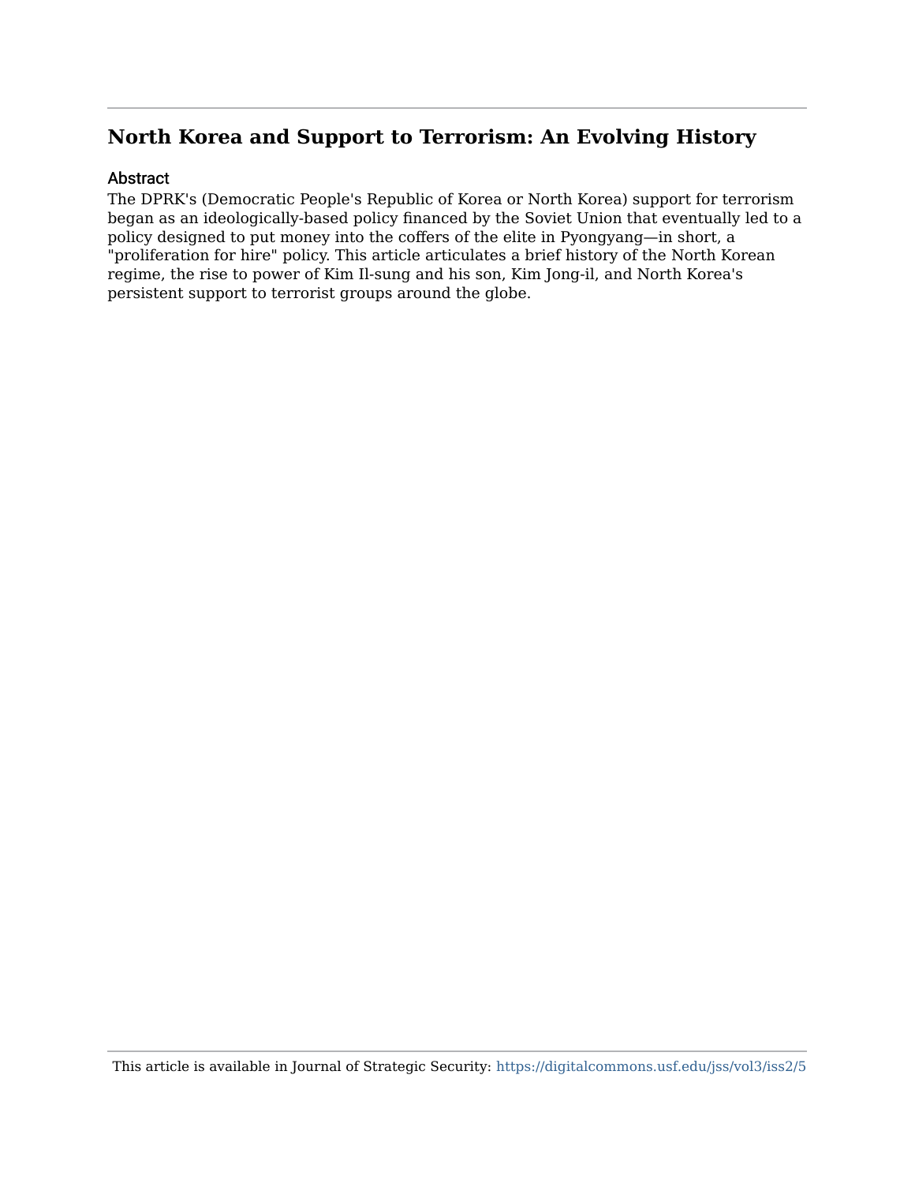## North Korea and Support to Terrorism: An Evolving History

### Abstract

The DPRK's (Democratic People's Republic of Korea or North Korea) support for terrorism began as an ideologically-based policy financed by the Soviet Union that eventually led to a policy designed to put money into the coffers of the elite in Pyongyang—in short, a "proliferation for hire" policy. This article articulates a brief history of the North Korean regime, the rise to power of Kim Il-sung and his son, Kim Jong-il, and North Korea's persistent support to terrorist groups around the globe.

This article is available in Journal of Strategic Security: https://digitalcommons.usf.edu/jss/vol3/iss2/5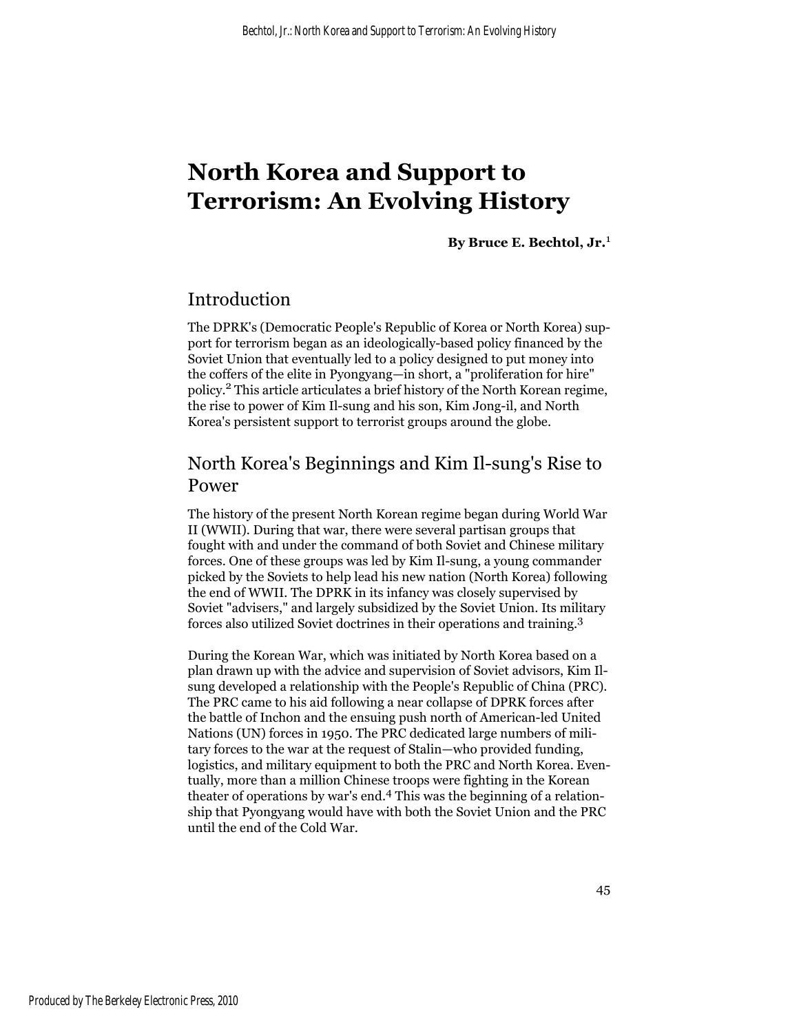# North Korea and Support to Terrorism: An Evolving History

**By Bruce E. Bechtol, Jr.**[1]

## Introduction

The DPRK's (Democratic People's Republic of Korea or North Korea) support for terrorism began as an ideologically-based policy financed by the Soviet Union that eventually led to a policy designed to put money into the coffers of the elite in Pyongyang—in short, a "proliferation for hire" policy.[2] This article articulates a brief history of the North Korean regime, the rise to power of Kim Il-sung and his son, Kim Jong-il, and North Korea's persistent support to terrorist groups around the globe.

## North Korea's Beginnings and Kim Il-sung's Rise to Power

The history of the present North Korean regime began during World War II (WWII). During that war, there were several partisan groups that fought with and under the command of both Soviet and Chinese military forces. One of these groups was led by Kim Il-sung, a young commander picked by the Soviets to help lead his new nation (North Korea) following the end of WWII. The DPRK in its infancy was closely supervised by Soviet "advisers," and largely subsidized by the Soviet Union. Its military forces also utilized Soviet doctrines in their operations and training.[3]

During the Korean War, which was initiated by North Korea based on a plan drawn up with the advice and supervision of Soviet advisors, Kim Il-sung developed a relationship with the People's Republic of China (PRC). The PRC came to his aid following a near collapse of DPRK forces after the battle of Inchon and the ensuing push north of American-led United Nations (UN) forces in 1950. The PRC dedicated large numbers of military forces to the war at the request of Stalin—who provided funding, logistics, and military equipment to both the PRC and North Korea. Eventually, more than a million Chinese troops were fighting in the Korean theater of operations by war's end.[4] This was the beginning of a relationship that Pyongyang would have with both the Soviet Union and the PRC until the end of the Cold War.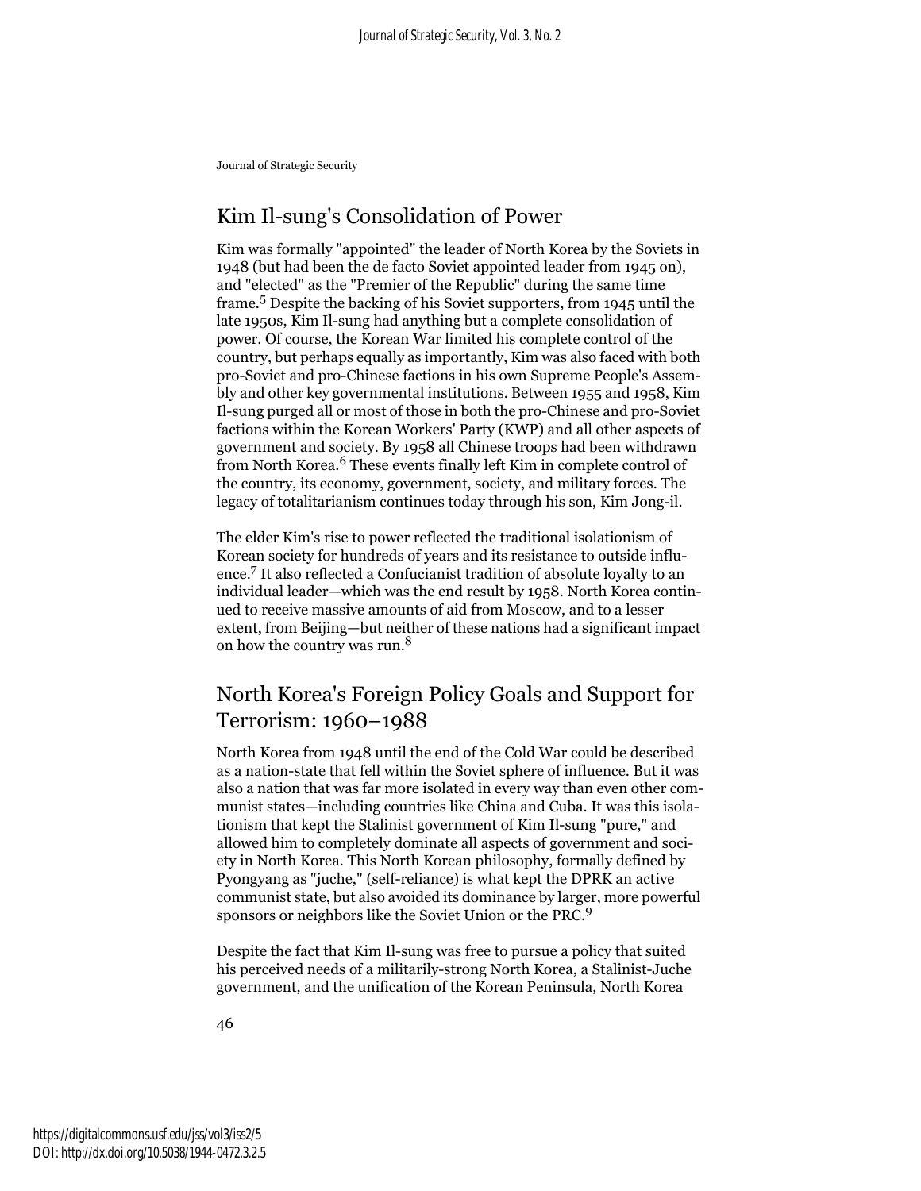## Kim Il-sung's Consolidation of Power

Kim was formally "appointed" the leader of North Korea by the Soviets in 1948 (but had been the de facto Soviet appointed leader from 1945 on), and "elected" as the "Premier of the Republic" during the same time frame.[5] Despite the backing of his Soviet supporters, from 1945 until the late 1950s, Kim Il-sung had anything but a complete consolidation of power. Of course, the Korean War limited his complete control of the country, but perhaps equally as importantly, Kim was also faced with both pro-Soviet and pro-Chinese factions in his own Supreme People's Assembly and other key governmental institutions. Between 1955 and 1958, Kim Il-sung purged all or most of those in both the pro-Chinese and pro-Soviet factions within the Korean Workers' Party (KWP) and all other aspects of government and society. By 1958 all Chinese troops had been withdrawn from North Korea.[6] These events finally left Kim in complete control of the country, its economy, government, society, and military forces. The legacy of totalitarianism continues today through his son, Kim Jong-il.

The elder Kim's rise to power reflected the traditional isolationism of Korean society for hundreds of years and its resistance to outside influence.[7] It also reflected a Confucianist tradition of absolute loyalty to an individual leader—which was the end result by 1958. North Korea continued to receive massive amounts of aid from Moscow, and to a lesser extent, from Beijing—but neither of these nations had a significant impact on how the country was run.[8]

## North Korea's Foreign Policy Goals and Support for Terrorism: 1960–1988

North Korea from 1948 until the end of the Cold War could be described as a nation-state that fell within the Soviet sphere of influence. But it was also a nation that was far more isolated in every way than even other communist states—including countries like China and Cuba. It was this isolationism that kept the Stalinist government of Kim Il-sung "pure," and allowed him to completely dominate all aspects of government and society in North Korea. This North Korean philosophy, formally defined by Pyongyang as "juche," (self-reliance) is what kept the DPRK an active communist state, but also avoided its dominance by larger, more powerful sponsors or neighbors like the Soviet Union or the PRC.[9]

Despite the fact that Kim Il-sung was free to pursue a policy that suited his perceived needs of a militarily-strong North Korea, a Stalinist-Juche government, and the unification of the Korean Peninsula, North Korea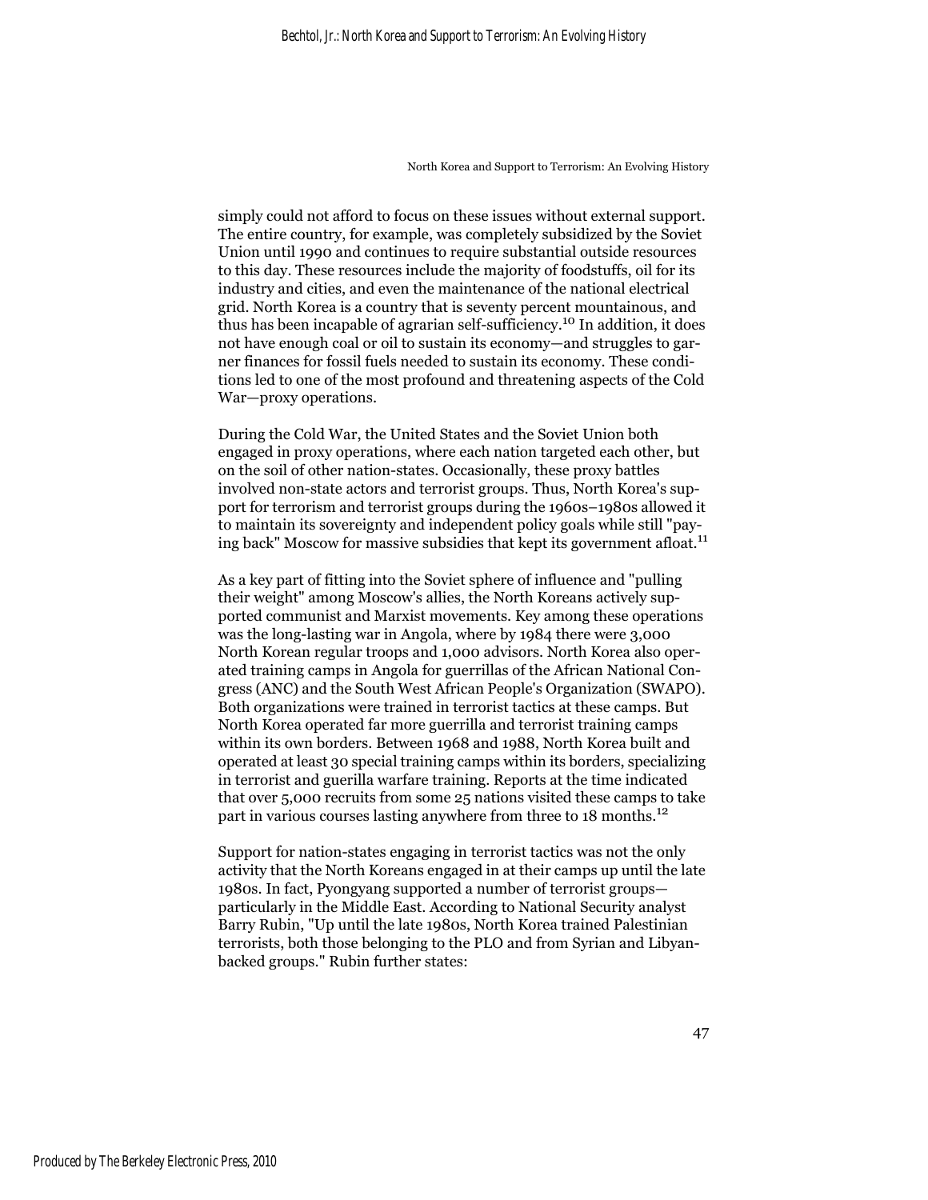simply could not afford to focus on these issues without external support. The entire country, for example, was completely subsidized by the Soviet Union until 1990 and continues to require substantial outside resources to this day. These resources include the majority of foodstuffs, oil for its industry and cities, and even the maintenance of the national electrical grid. North Korea is a country that is seventy percent mountainous, and thus has been incapable of agrarian self-sufficiency.[10] In addition, it does not have enough coal or oil to sustain its economy—and struggles to garner finances for fossil fuels needed to sustain its economy. These conditions led to one of the most profound and threatening aspects of the Cold War—proxy operations.

During the Cold War, the United States and the Soviet Union both engaged in proxy operations, where each nation targeted each other, but on the soil of other nation-states. Occasionally, these proxy battles involved non-state actors and terrorist groups. Thus, North Korea's support for terrorism and terrorist groups during the 1960s–1980s allowed it to maintain its sovereignty and independent policy goals while still "paying back" Moscow for massive subsidies that kept its government afloat.[11]

As a key part of fitting into the Soviet sphere of influence and "pulling their weight" among Moscow's allies, the North Koreans actively supported communist and Marxist movements. Key among these operations was the long-lasting war in Angola, where by 1984 there were 3,000 North Korean regular troops and 1,000 advisors. North Korea also operated training camps in Angola for guerrillas of the African National Congress (ANC) and the South West African People's Organization (SWAPO). Both organizations were trained in terrorist tactics at these camps. But North Korea operated far more guerrilla and terrorist training camps within its own borders. Between 1968 and 1988, North Korea built and operated at least 30 special training camps within its borders, specializing in terrorist and guerilla warfare training. Reports at the time indicated that over 5,000 recruits from some 25 nations visited these camps to take part in various courses lasting anywhere from three to 18 months.[12]

Support for nation-states engaging in terrorist tactics was not the only activity that the North Koreans engaged in at their camps up until the late 1980s. In fact, Pyongyang supported a number of terrorist groups—particularly in the Middle East. According to National Security analyst Barry Rubin, "Up until the late 1980s, North Korea trained Palestinian terrorists, both those belonging to the PLO and from Syrian and Libyan-backed groups." Rubin further states: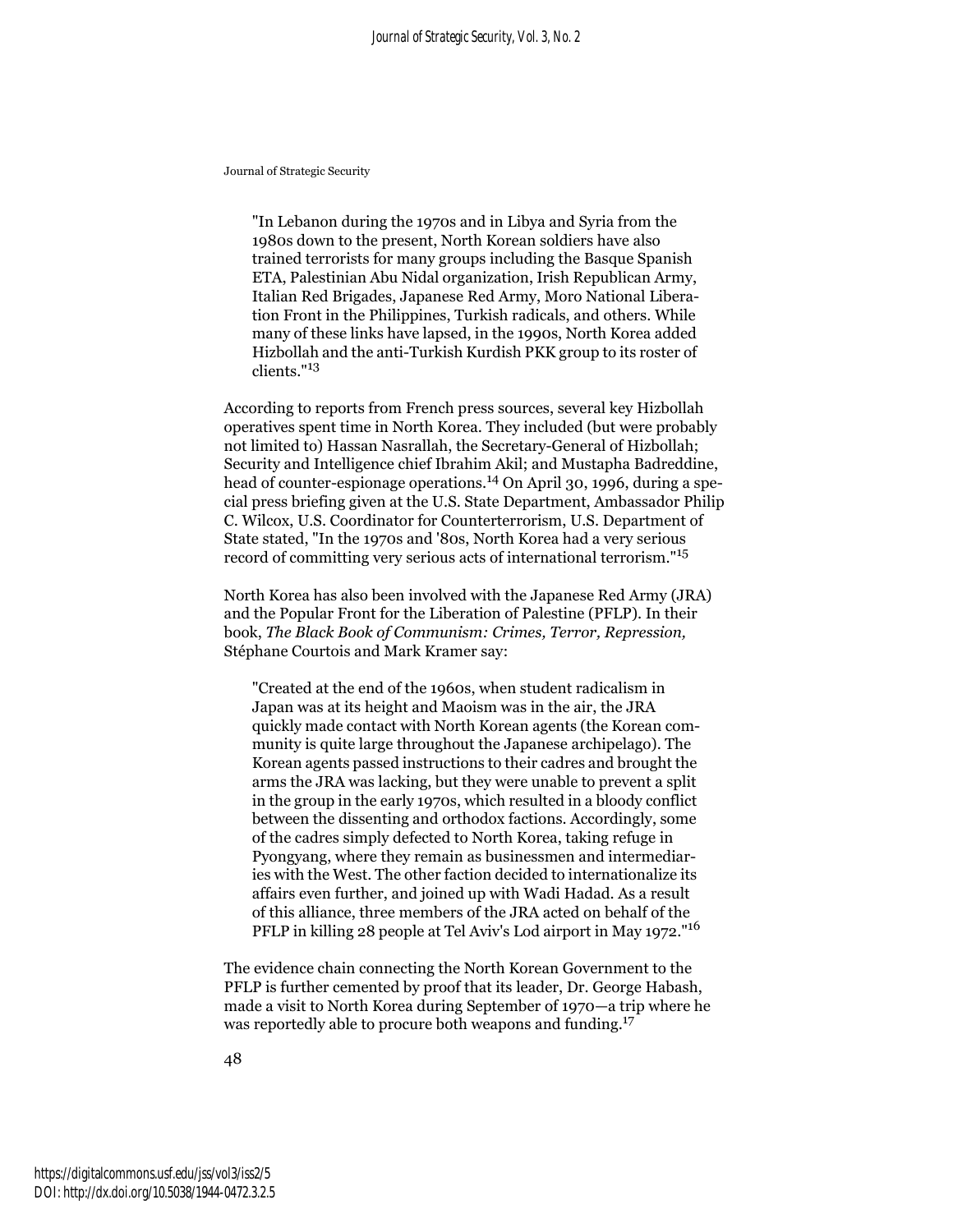> "In Lebanon during the 1970s and in Libya and Syria from the 1980s down to the present, North Korean soldiers have also trained terrorists for many groups including the Basque Spanish ETA, Palestinian Abu Nidal organization, Irish Republican Army, Italian Red Brigades, Japanese Red Army, Moro National Liberation Front in the Philippines, Turkish radicals, and others. While many of these links have lapsed, in the 1990s, North Korea added Hizbollah and the anti-Turkish Kurdish PKK group to its roster of clients."[13]

According to reports from French press sources, several key Hizbollah operatives spent time in North Korea. They included (but were probably not limited to) Hassan Nasrallah, the Secretary-General of Hizbollah; Security and Intelligence chief Ibrahim Akil; and Mustapha Badreddine, head of counter-espionage operations.[14] On April 30, 1996, during a special press briefing given at the U.S. State Department, Ambassador Philip C. Wilcox, U.S. Coordinator for Counterterrorism, U.S. Department of State stated, "In the 1970s and '80s, North Korea had a very serious record of committing very serious acts of international terrorism."[15]

North Korea has also been involved with the Japanese Red Army (JRA) and the Popular Front for the Liberation of Palestine (PFLP). In their book, *The Black Book of Communism: Crimes, Terror, Repression,* Stéphane Courtois and Mark Kramer say:

> "Created at the end of the 1960s, when student radicalism in Japan was at its height and Maoism was in the air, the JRA quickly made contact with North Korean agents (the Korean community is quite large throughout the Japanese archipelago). The Korean agents passed instructions to their cadres and brought the arms the JRA was lacking, but they were unable to prevent a split in the group in the early 1970s, which resulted in a bloody conflict between the dissenting and orthodox factions. Accordingly, some of the cadres simply defected to North Korea, taking refuge in Pyongyang, where they remain as businessmen and intermediaries with the West. The other faction decided to internationalize its affairs even further, and joined up with Wadi Hadad. As a result of this alliance, three members of the JRA acted on behalf of the PFLP in killing 28 people at Tel Aviv's Lod airport in May 1972."[16]

The evidence chain connecting the North Korean Government to the PFLP is further cemented by proof that its leader, Dr. George Habash, made a visit to North Korea during September of 1970—a trip where he was reportedly able to procure both weapons and funding.[17]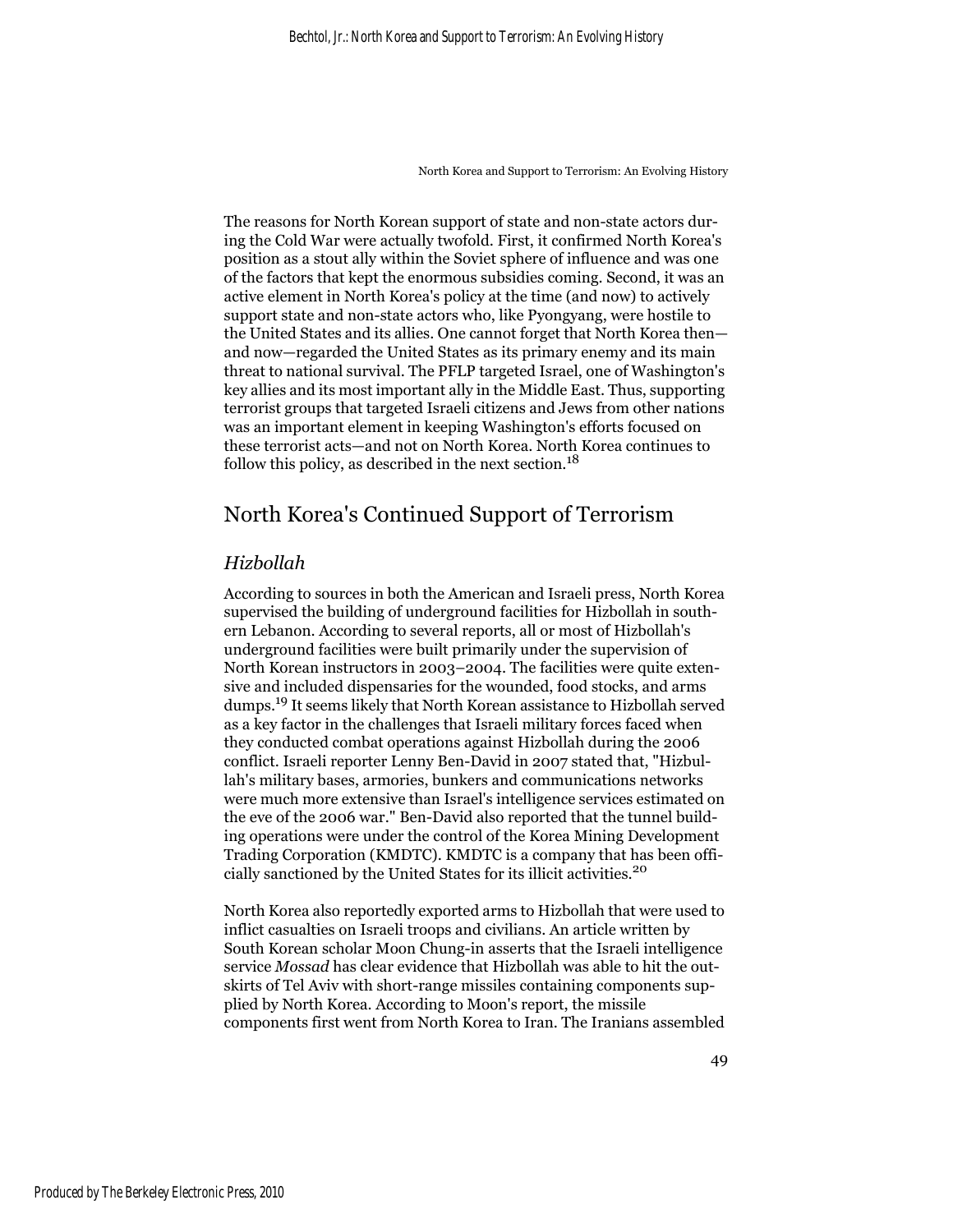The reasons for North Korean support of state and non-state actors during the Cold War were actually twofold. First, it confirmed North Korea's position as a stout ally within the Soviet sphere of influence and was one of the factors that kept the enormous subsidies coming. Second, it was an active element in North Korea's policy at the time (and now) to actively support state and non-state actors who, like Pyongyang, were hostile to the United States and its allies. One cannot forget that North Korea then—and now—regarded the United States as its primary enemy and its main threat to national survival. The PFLP targeted Israel, one of Washington's key allies and its most important ally in the Middle East. Thus, supporting terrorist groups that targeted Israeli citizens and Jews from other nations was an important element in keeping Washington's efforts focused on these terrorist acts—and not on North Korea. North Korea continues to follow this policy, as described in the next section.[18]

## North Korea's Continued Support of Terrorism

### *Hizbollah*

According to sources in both the American and Israeli press, North Korea supervised the building of underground facilities for Hizbollah in southern Lebanon. According to several reports, all or most of Hizbollah's underground facilities were built primarily under the supervision of North Korean instructors in 2003–2004. The facilities were quite extensive and included dispensaries for the wounded, food stocks, and arms dumps.[19] It seems likely that North Korean assistance to Hizbollah served as a key factor in the challenges that Israeli military forces faced when they conducted combat operations against Hizbollah during the 2006 conflict. Israeli reporter Lenny Ben-David in 2007 stated that, "Hizbullah's military bases, armories, bunkers and communications networks were much more extensive than Israel's intelligence services estimated on the eve of the 2006 war." Ben-David also reported that the tunnel building operations were under the control of the Korea Mining Development Trading Corporation (KMDTC). KMDTC is a company that has been officially sanctioned by the United States for its illicit activities.[20]

North Korea also reportedly exported arms to Hizbollah that were used to inflict casualties on Israeli troops and civilians. An article written by South Korean scholar Moon Chung-in asserts that the Israeli intelligence service *Mossad* has clear evidence that Hizbollah was able to hit the outskirts of Tel Aviv with short-range missiles containing components supplied by North Korea. According to Moon's report, the missile components first went from North Korea to Iran. The Iranians assembled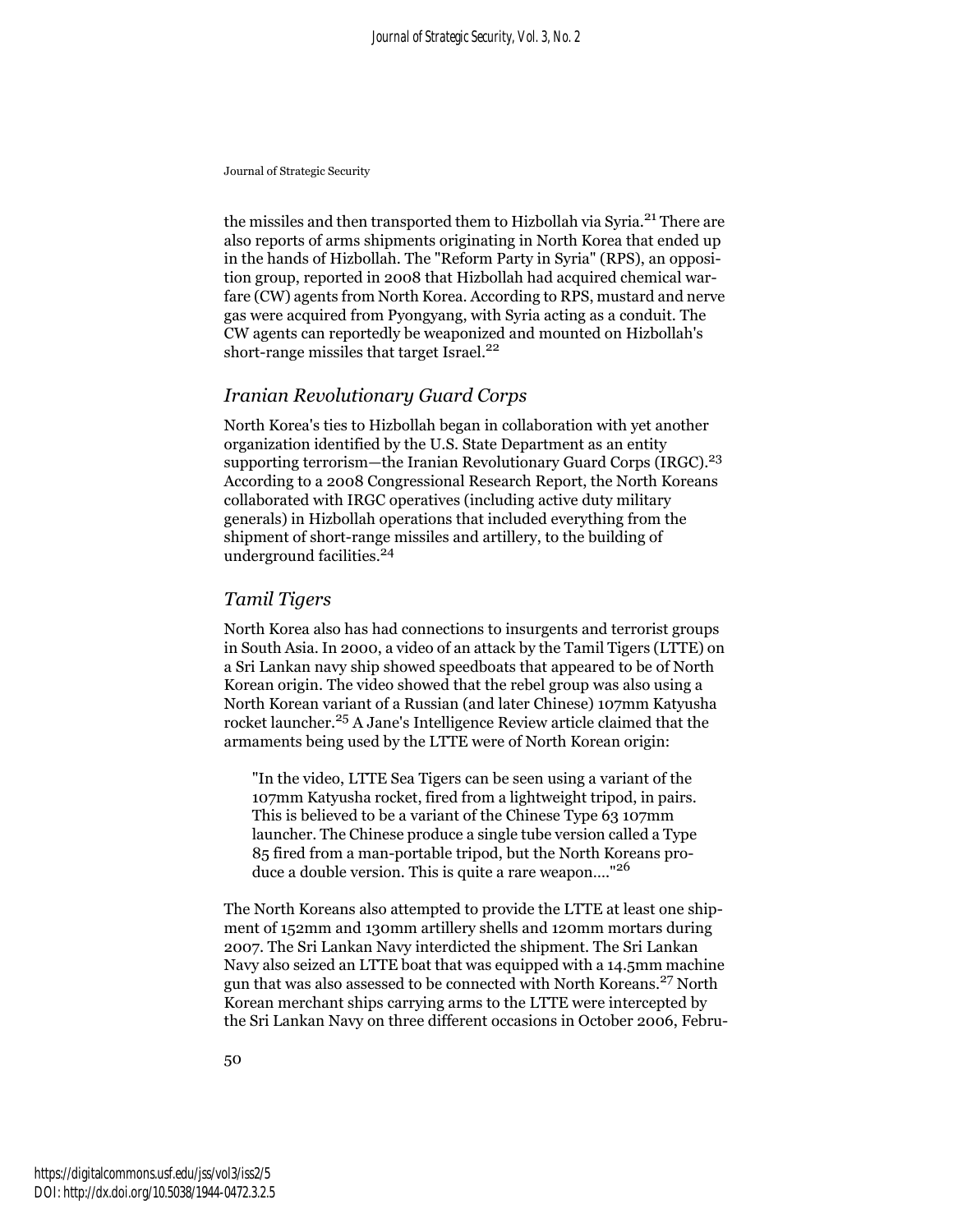the missiles and then transported them to Hizbollah via Syria.[21] There are also reports of arms shipments originating in North Korea that ended up in the hands of Hizbollah. The "Reform Party in Syria" (RPS), an opposition group, reported in 2008 that Hizbollah had acquired chemical warfare (CW) agents from North Korea. According to RPS, mustard and nerve gas were acquired from Pyongyang, with Syria acting as a conduit. The CW agents can reportedly be weaponized and mounted on Hizbollah's short-range missiles that target Israel.[22]

### *Iranian Revolutionary Guard Corps*

North Korea's ties to Hizbollah began in collaboration with yet another organization identified by the U.S. State Department as an entity supporting terrorism—the Iranian Revolutionary Guard Corps (IRGC).[23] According to a 2008 Congressional Research Report, the North Koreans collaborated with IRGC operatives (including active duty military generals) in Hizbollah operations that included everything from the shipment of short-range missiles and artillery, to the building of underground facilities.[24]

### *Tamil Tigers*

North Korea also has had connections to insurgents and terrorist groups in South Asia. In 2000, a video of an attack by the Tamil Tigers (LTTE) on a Sri Lankan navy ship showed speedboats that appeared to be of North Korean origin. The video showed that the rebel group was also using a North Korean variant of a Russian (and later Chinese) 107mm Katyusha rocket launcher.[25] A Jane's Intelligence Review article claimed that the armaments being used by the LTTE were of North Korean origin:

> "In the video, LTTE Sea Tigers can be seen using a variant of the 107mm Katyusha rocket, fired from a lightweight tripod, in pairs. This is believed to be a variant of the Chinese Type 63 107mm launcher. The Chinese produce a single tube version called a Type 85 fired from a man-portable tripod, but the North Koreans produce a double version. This is quite a rare weapon...."[26]

The North Koreans also attempted to provide the LTTE at least one shipment of 152mm and 130mm artillery shells and 120mm mortars during 2007. The Sri Lankan Navy interdicted the shipment. The Sri Lankan Navy also seized an LTTE boat that was equipped with a 14.5mm machine gun that was also assessed to be connected with North Koreans.[27] North Korean merchant ships carrying arms to the LTTE were intercepted by the Sri Lankan Navy on three different occasions in October 2006, Febru-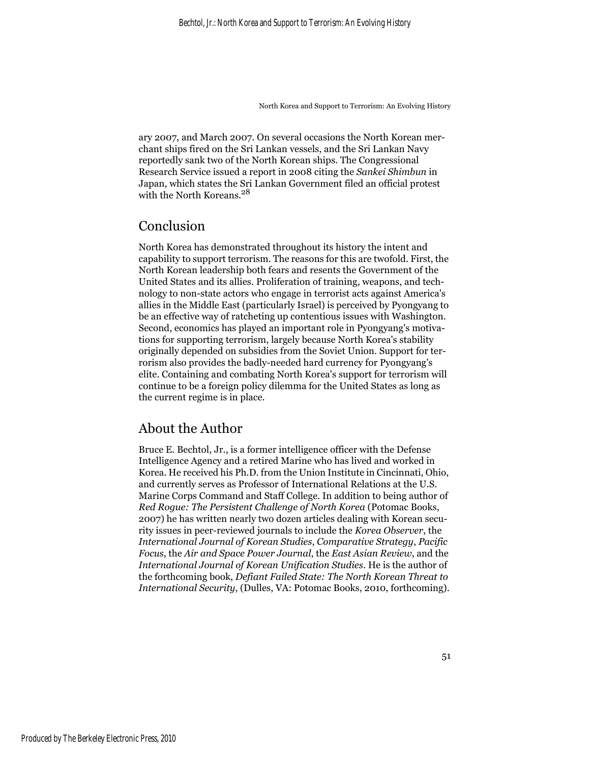ary 2007, and March 2007. On several occasions the North Korean merchant ships fired on the Sri Lankan vessels, and the Sri Lankan Navy reportedly sank two of the North Korean ships. The Congressional Research Service issued a report in 2008 citing the *Sankei Shimbun* in Japan, which states the Sri Lankan Government filed an official protest with the North Koreans.[28]

## Conclusion

North Korea has demonstrated throughout its history the intent and capability to support terrorism. The reasons for this are twofold. First, the North Korean leadership both fears and resents the Government of the United States and its allies. Proliferation of training, weapons, and technology to non-state actors who engage in terrorist acts against America's allies in the Middle East (particularly Israel) is perceived by Pyongyang to be an effective way of ratcheting up contentious issues with Washington. Second, economics has played an important role in Pyongyang's motivations for supporting terrorism, largely because North Korea's stability originally depended on subsidies from the Soviet Union. Support for terrorism also provides the badly-needed hard currency for Pyongyang's elite. Containing and combating North Korea's support for terrorism will continue to be a foreign policy dilemma for the United States as long as the current regime is in place.

## About the Author

Bruce E. Bechtol, Jr., is a former intelligence officer with the Defense Intelligence Agency and a retired Marine who has lived and worked in Korea. He received his Ph.D. from the Union Institute in Cincinnati, Ohio, and currently serves as Professor of International Relations at the U.S. Marine Corps Command and Staff College. In addition to being author of *Red Rogue: The Persistent Challenge of North Korea* (Potomac Books, 2007) he has written nearly two dozen articles dealing with Korean security issues in peer-reviewed journals to include the *Korea Observer*, the *International Journal of Korean Studies*, *Comparative Strategy*, *Pacific Focus*, the *Air and Space Power Journal*, the *East Asian Review*, and the *International Journal of Korean Unification Studies*. He is the author of the forthcoming book, *Defiant Failed State: The North Korean Threat to International Security*, (Dulles, VA: Potomac Books, 2010, forthcoming).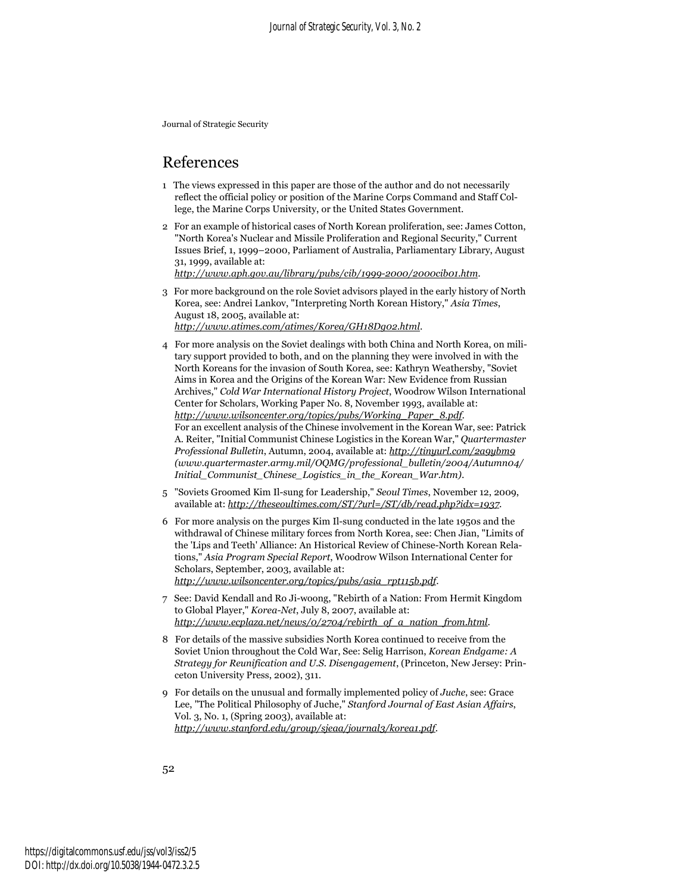## References

1 The views expressed in this paper are those of the author and do not necessarily reflect the official policy or position of the Marine Corps Command and Staff College, the Marine Corps University, or the United States Government.

2 For an example of historical cases of North Korean proliferation, see: James Cotton, "North Korea's Nuclear and Missile Proliferation and Regional Security," Current Issues Brief, 1, 1999–2000, Parliament of Australia, Parliamentary Library, August 31, 1999, available at: *http://www.aph.gov.au/library/pubs/cib/1999-2000/2000cib01.htm*.

3 For more background on the role Soviet advisors played in the early history of North Korea, see: Andrei Lankov, "Interpreting North Korean History," *Asia Times*, August 18, 2005, available at: *http://www.atimes.com/atimes/Korea/GH18Dg02.html*.

4 For more analysis on the Soviet dealings with both China and North Korea, on military support provided to both, and on the planning they were involved in with the North Koreans for the invasion of South Korea, see: Kathryn Weathersby, "Soviet Aims in Korea and the Origins of the Korean War: New Evidence from Russian Archives," *Cold War International History Project*, Woodrow Wilson International Center for Scholars, Working Paper No. 8, November 1993, available at: *http://www.wilsoncenter.org/topics/pubs/Working_Paper_8.pdf*.
For an excellent analysis of the Chinese involvement in the Korean War, see: Patrick A. Reiter, "Initial Communist Chinese Logistics in the Korean War," *Quartermaster Professional Bulletin*, Autumn, 2004, available at: *http://tinyurl.com/2a9ybm9 (www.quartermaster.army.mil/OQMG/professional_bulletin/2004/Autumn04/Initial_Communist_Chinese_Logistics_in_the_Korean_War.htm)*.

5 "Soviets Groomed Kim Il-sung for Leadership," *Seoul Times*, November 12, 2009, available at: *http://theseoultimes.com/ST/?url=/ST/db/read.php?idx=1937*.

6 For more analysis on the purges Kim Il-sung conducted in the late 1950s and the withdrawal of Chinese military forces from North Korea, see: Chen Jian, "Limits of the 'Lips and Teeth' Alliance: An Historical Review of Chinese-North Korean Relations," *Asia Program Special Report*, Woodrow Wilson International Center for Scholars, September, 2003, available at: *http://www.wilsoncenter.org/topics/pubs/asia_rpt115b.pdf*.

7 See: David Kendall and Ro Ji-woong, "Rebirth of a Nation: From Hermit Kingdom to Global Player," *Korea-Net*, July 8, 2007, available at: *http://www.ecplaza.net/news/0/2704/rebirth_of_a_nation_from.html*.

8 For details of the massive subsidies North Korea continued to receive from the Soviet Union throughout the Cold War, See: Selig Harrison, *Korean Endgame: A Strategy for Reunification and U.S. Disengagement*, (Princeton, New Jersey: Princeton University Press, 2002), 311.

9 For details on the unusual and formally implemented policy of *Juche*, see: Grace Lee, "The Political Philosophy of Juche," *Stanford Journal of East Asian Affairs*, Vol. 3, No. 1, (Spring 2003), available at: *http://www.stanford.edu/group/sjeaa/journal3/korea1.pdf*.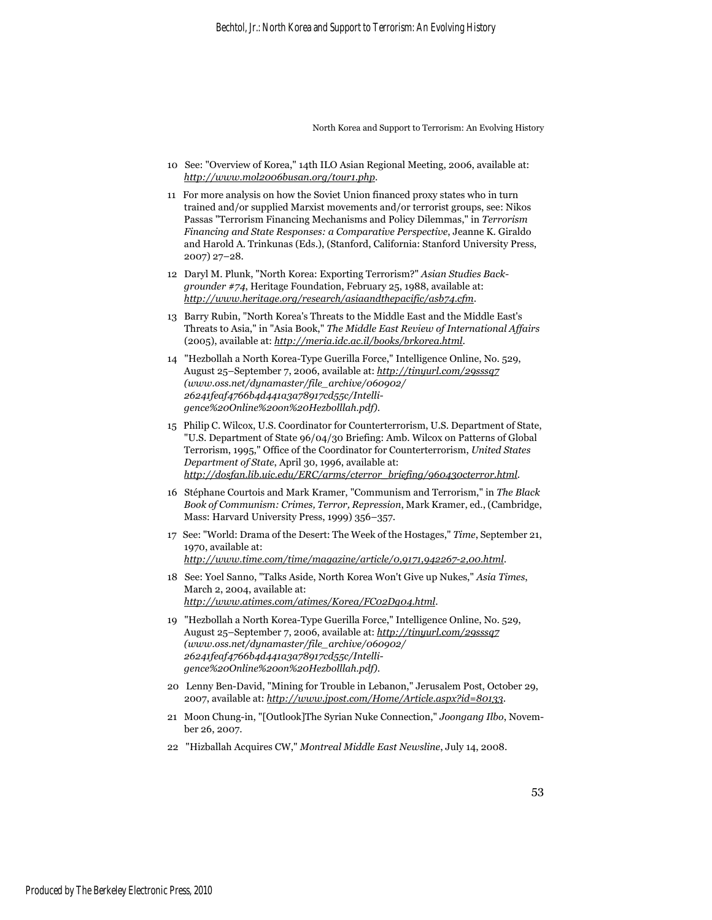10 See: "Overview of Korea," 14th ILO Asian Regional Meeting, 2006, available at: *http://www.mol2006busan.org/tour1.php*.

11 For more analysis on how the Soviet Union financed proxy states who in turn trained and/or supplied Marxist movements and/or terrorist groups, see: Nikos Passas "Terrorism Financing Mechanisms and Policy Dilemmas," in *Terrorism Financing and State Responses: a Comparative Perspective*, Jeanne K. Giraldo and Harold A. Trinkunas (Eds.), (Stanford, California: Stanford University Press, 2007) 27–28.

12 Daryl M. Plunk, "North Korea: Exporting Terrorism?" *Asian Studies Backgrounder #74*, Heritage Foundation, February 25, 1988, available at: *http://www.heritage.org/research/asiaandthepacific/asb74.cfm*.

13 Barry Rubin, "North Korea's Threats to the Middle East and the Middle East's Threats to Asia," in "Asia Book," *The Middle East Review of International Affairs* (2005), available at: *http://meria.idc.ac.il/books/brkorea.html*.

14 "Hezbollah a North Korea-Type Guerilla Force," Intelligence Online, No. 529, August 25–September 7, 2006, available at: *http://tinyurl.com/29sssq7 (www.oss.net/dynamaster/file_archive/060902/26241feaf4766b4d441a3a78917cd55c/Intelligence%20Online%20on%20Hezbolllah.pdf)*.

15 Philip C. Wilcox, U.S. Coordinator for Counterterrorism, U.S. Department of State, "U.S. Department of State 96/04/30 Briefing: Amb. Wilcox on Patterns of Global Terrorism, 1995," Office of the Coordinator for Counterterrorism, *United States Department of State*, April 30, 1996, available at: *http://dosfan.lib.uic.edu/ERC/arms/cterror_briefing/960430cterror.html*.

16 Stéphane Courtois and Mark Kramer, "Communism and Terrorism," in *The Black Book of Communism: Crimes, Terror, Repression*, Mark Kramer, ed., (Cambridge, Mass: Harvard University Press, 1999) 356–357.

17 See: "World: Drama of the Desert: The Week of the Hostages," *Time*, September 21, 1970, available at: *http://www.time.com/time/magazine/article/0,9171,942267-2,00.html*.

18 See: Yoel Sanno, "Talks Aside, North Korea Won't Give up Nukes," *Asia Times*, March 2, 2004, available at: *http://www.atimes.com/atimes/Korea/FC02Dg04.html*.

19 "Hezbollah a North Korea-Type Guerilla Force," Intelligence Online, No. 529, August 25–September 7, 2006, available at: *http://tinyurl.com/29sssq7 (www.oss.net/dynamaster/file_archive/060902/26241feaf4766b4d441a3a78917cd55c/Intelligence%20Online%20on%20Hezbolllah.pdf)*.

20 Lenny Ben-David, "Mining for Trouble in Lebanon," Jerusalem Post, October 29, 2007, available at: *http://www.jpost.com/Home/Article.aspx?id=80133*.

21 Moon Chung-in, "[Outlook]The Syrian Nuke Connection," *Joongang Ilbo*, November 26, 2007.

22 "Hizballah Acquires CW," *Montreal Middle East Newsline*, July 14, 2008.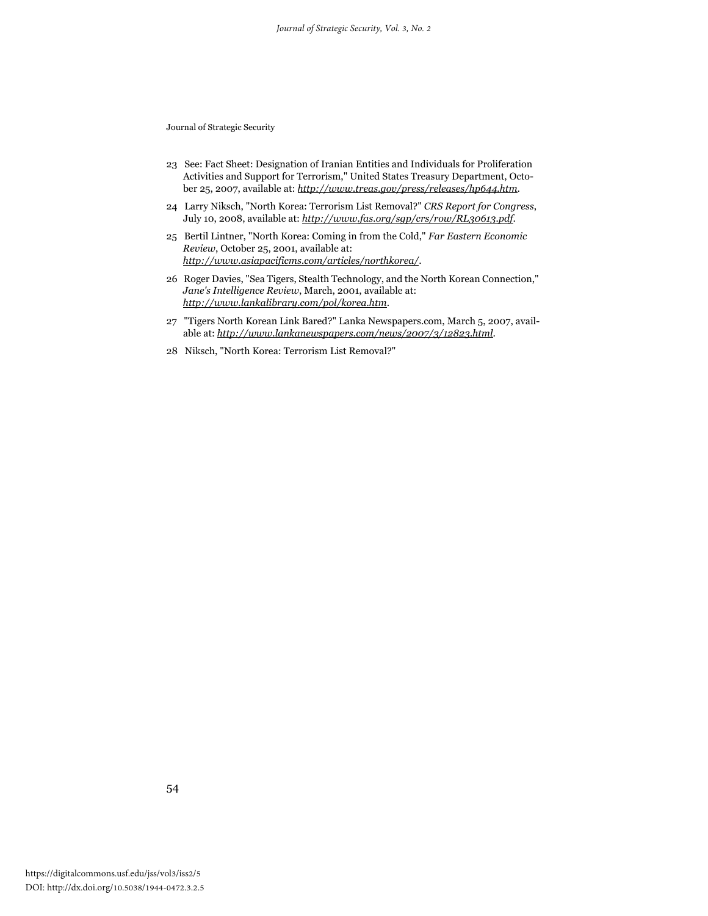23 See: Fact Sheet: Designation of Iranian Entities and Individuals for Proliferation Activities and Support for Terrorism," United States Treasury Department, October 25, 2007, available at: *http://www.treas.gov/press/releases/hp644.htm*.

24 Larry Niksch, "North Korea: Terrorism List Removal?" *CRS Report for Congress*, July 10, 2008, available at: *http://www.fas.org/sgp/crs/row/RL30613.pdf*.

25 Bertil Lintner, "North Korea: Coming in from the Cold," *Far Eastern Economic Review*, October 25, 2001, available at: *http://www.asiapacificms.com/articles/northkorea/*.

26 Roger Davies, "Sea Tigers, Stealth Technology, and the North Korean Connection," *Jane's Intelligence Review*, March, 2001, available at: *http://www.lankalibrary.com/pol/korea.htm*.

27 "Tigers North Korean Link Bared?" Lanka Newspapers.com, March 5, 2007, available at: *http://www.lankanewspapers.com/news/2007/3/12823.html*.

28 Niksch, "North Korea: Terrorism List Removal?"